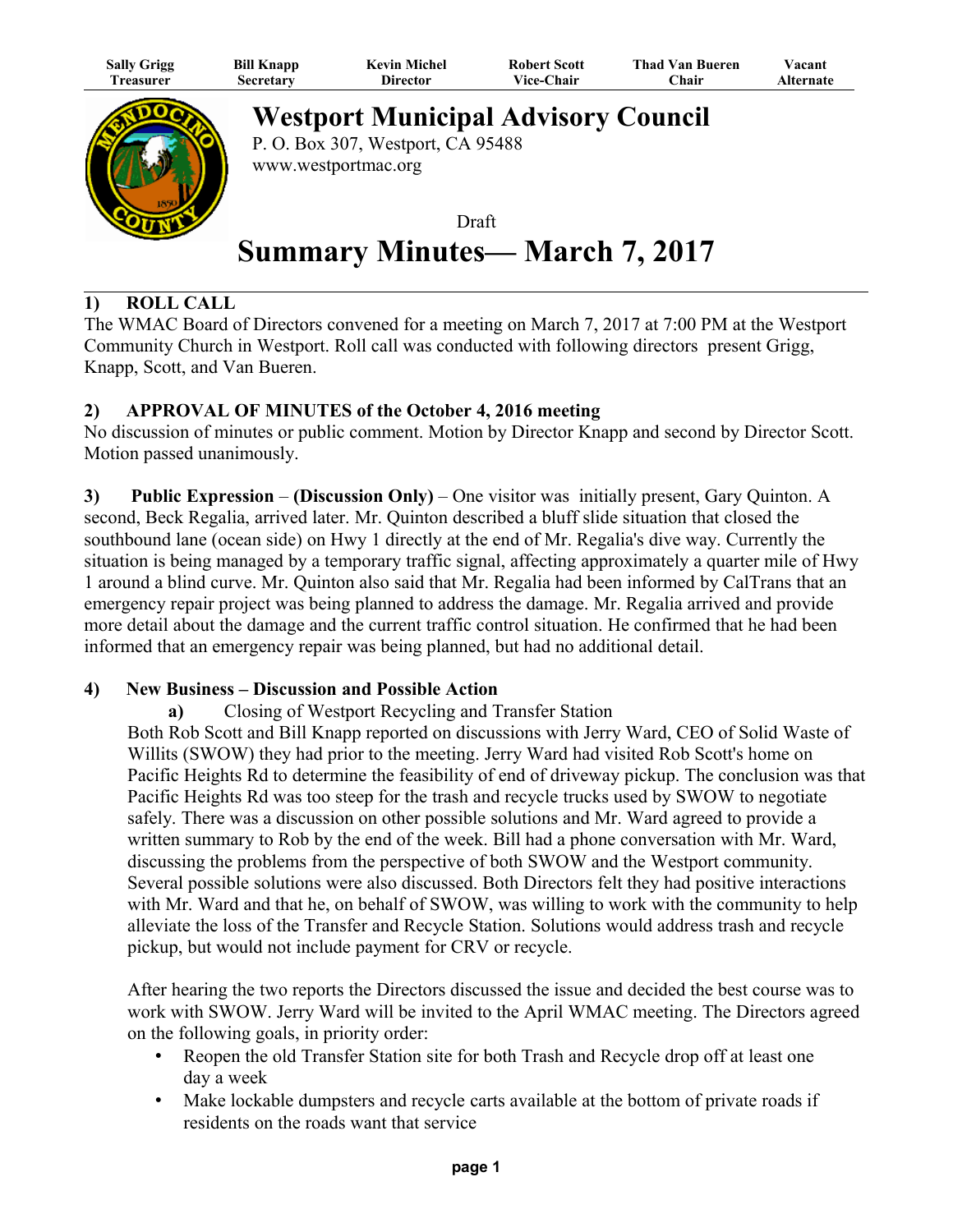| Sally Grigg | Bill Knapp | Kevin Michel | Robert Scott | Thad Van Bueren | Vacant |
|---|---|---|---|---|---|
| Treasurer | Secretary | Director | Vice-Chair | Chair | Alternate |

# Westport Municipal Advisory Council

P. O. Box 307, Westport, CA 95488
www.westportmac.org

Draft

# Summary Minutes— March 7, 2017

## 1) ROLL CALL

The WMAC Board of Directors convened for a meeting on March 7, 2017 at 7:00 PM at the Westport Community Church in Westport. Roll call was conducted with following directors present Grigg, Knapp, Scott, and Van Bueren.

## 2) APPROVAL OF MINUTES of the October 4, 2016 meeting

No discussion of minutes or public comment. Motion by Director Knapp and second by Director Scott. Motion passed unanimously.

**3) Public Expression** – **(Discussion Only)** – One visitor was initially present, Gary Quinton. A second, Beck Regalia, arrived later. Mr. Quinton described a bluff slide situation that closed the southbound lane (ocean side) on Hwy 1 directly at the end of Mr. Regalia's dive way. Currently the situation is being managed by a temporary traffic signal, affecting approximately a quarter mile of Hwy 1 around a blind curve. Mr. Quinton also said that Mr. Regalia had been informed by CalTrans that an emergency repair project was being planned to address the damage. Mr. Regalia arrived and provide more detail about the damage and the current traffic control situation. He confirmed that he had been informed that an emergency repair was being planned, but had no additional detail.

## 4) New Business – Discussion and Possible Action

**a)** Closing of Westport Recycling and Transfer Station

Both Rob Scott and Bill Knapp reported on discussions with Jerry Ward, CEO of Solid Waste of Willits (SWOW) they had prior to the meeting. Jerry Ward had visited Rob Scott's home on Pacific Heights Rd to determine the feasibility of end of driveway pickup. The conclusion was that Pacific Heights Rd was too steep for the trash and recycle trucks used by SWOW to negotiate safely. There was a discussion on other possible solutions and Mr. Ward agreed to provide a written summary to Rob by the end of the week. Bill had a phone conversation with Mr. Ward, discussing the problems from the perspective of both SWOW and the Westport community. Several possible solutions were also discussed. Both Directors felt they had positive interactions with Mr. Ward and that he, on behalf of SWOW, was willing to work with the community to help alleviate the loss of the Transfer and Recycle Station. Solutions would address trash and recycle pickup, but would not include payment for CRV or recycle.

After hearing the two reports the Directors discussed the issue and decided the best course was to work with SWOW. Jerry Ward will be invited to the April WMAC meeting. The Directors agreed on the following goals, in priority order:

- Reopen the old Transfer Station site for both Trash and Recycle drop off at least one day a week
- Make lockable dumpsters and recycle carts available at the bottom of private roads if residents on the roads want that service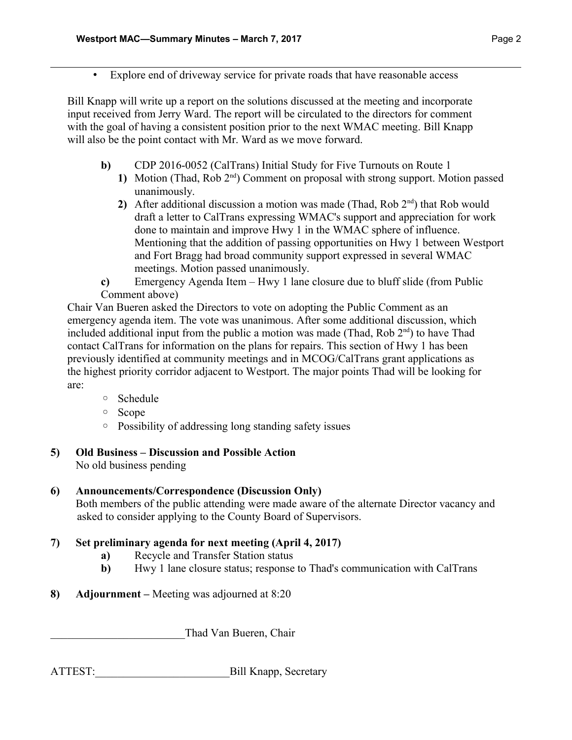- Explore end of driveway service for private roads that have reasonable access

Bill Knapp will write up a report on the solutions discussed at the meeting and incorporate input received from Jerry Ward. The report will be circulated to the directors for comment with the goal of having a consistent position prior to the next WMAC meeting. Bill Knapp will also be the point contact with Mr. Ward as we move forward.

**b)** CDP 2016-0052 (CalTrans) Initial Study for Five Turnouts on Route 1

1. Motion (Thad, Rob 2nd) Comment on proposal with strong support. Motion passed unanimously.
2. After additional discussion a motion was made (Thad, Rob 2nd) that Rob would draft a letter to CalTrans expressing WMAC's support and appreciation for work done to maintain and improve Hwy 1 in the WMAC sphere of influence. Mentioning that the addition of passing opportunities on Hwy 1 between Westport and Fort Bragg had broad community support expressed in several WMAC meetings. Motion passed unanimously.

**c)** Emergency Agenda Item – Hwy 1 lane closure due to bluff slide (from Public Comment above)

Chair Van Bueren asked the Directors to vote on adopting the Public Comment as an emergency agenda item. The vote was unanimous. After some additional discussion, which included additional input from the public a motion was made (Thad, Rob 2nd) to have Thad contact CalTrans for information on the plans for repairs. This section of Hwy 1 has been previously identified at community meetings and in MCOG/CalTrans grant applications as the highest priority corridor adjacent to Westport. The major points Thad will be looking for are:

- Schedule
- Scope
- Possibility of addressing long standing safety issues

**5) Old Business – Discussion and Possible Action**

No old business pending

**6) Announcements/Correspondence (Discussion Only)**

Both members of the public attending were made aware of the alternate Director vacancy and asked to consider applying to the County Board of Supervisors.

**7) Set preliminary agenda for next meeting (April 4, 2017)**

**a)** Recycle and Transfer Station status

**b)** Hwy 1 lane closure status; response to Thad's communication with CalTrans

**8) Adjournment –** Meeting was adjourned at 8:20

________________________Thad Van Bueren, Chair

ATTEST:________________________Bill Knapp, Secretary